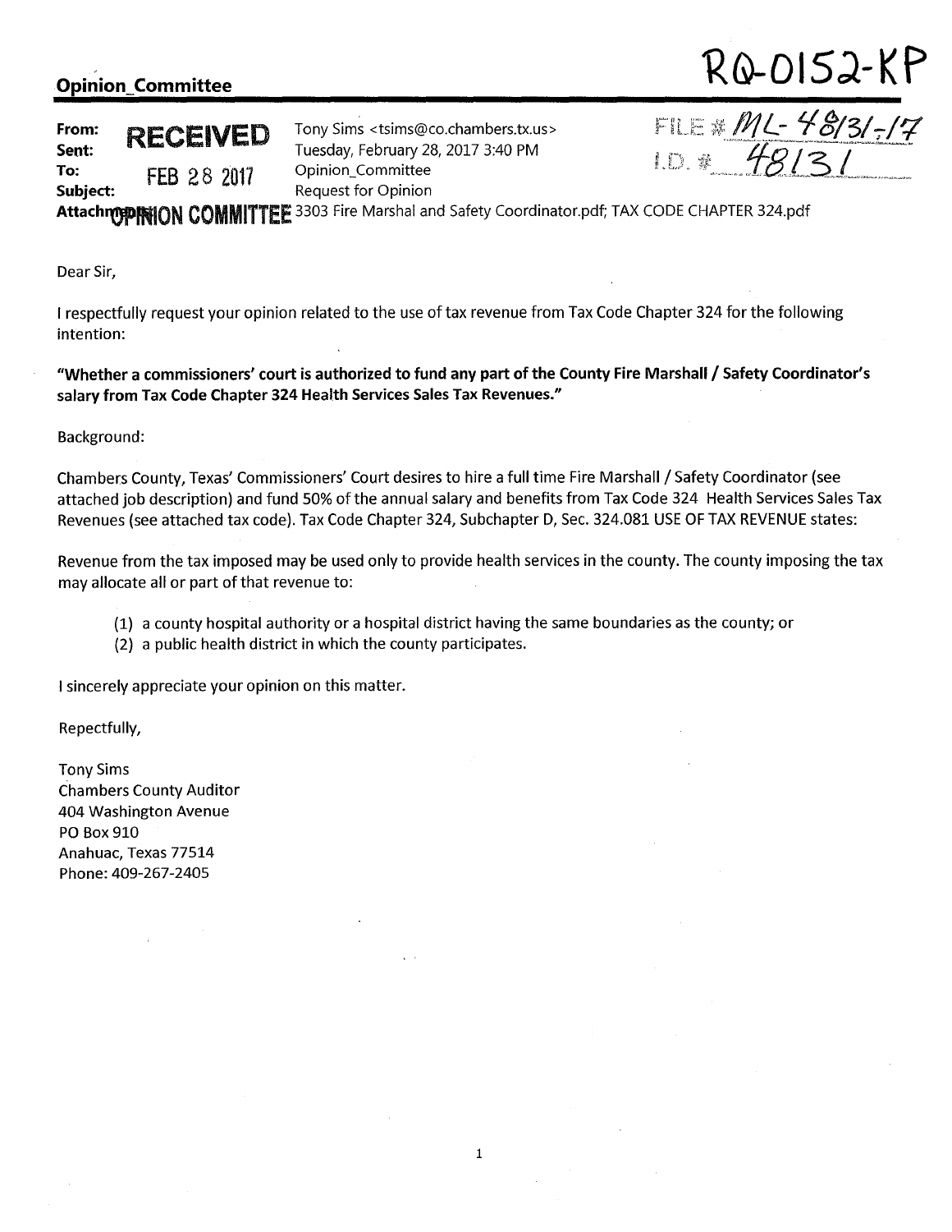# RQ-0152-KP

**Opinion_Committee**

FILE # ML-48131-17
I.D. # 48131

RECEIVED
FEB 28 2017
OPINION COMMITTEE

**From:** Tony Sims <tsims@co.chambers.tx.us>
**Sent:** Tuesday, February 28, 2017 3:40 PM
**To:** Opinion_Committee
**Subject:** Request for Opinion
**Attachments:** 3303 Fire Marshal and Safety Coordinator.pdf; TAX CODE CHAPTER 324.pdf

Dear Sir,

I respectfully request your opinion related to the use of tax revenue from Tax Code Chapter 324 for the following intention:

**"Whether a commissioners' court is authorized to fund any part of the County Fire Marshall / Safety Coordinator's salary from Tax Code Chapter 324 Health Services Sales Tax Revenues."**

Background:

Chambers County, Texas' Commissioners' Court desires to hire a full time Fire Marshall / Safety Coordinator (see attached job description) and fund 50% of the annual salary and benefits from Tax Code 324 Health Services Sales Tax Revenues (see attached tax code). Tax Code Chapter 324, Subchapter D, Sec. 324.081 USE OF TAX REVENUE states:

Revenue from the tax imposed may be used only to provide health services in the county. The county imposing the tax may allocate all or part of that revenue to:

(1) a county hospital authority or a hospital district having the same boundaries as the county; or
(2) a public health district in which the county participates.

I sincerely appreciate your opinion on this matter.

Repectfully,

Tony Sims
Chambers County Auditor
404 Washington Avenue
PO Box 910
Anahuac, Texas 77514
Phone: 409-267-2405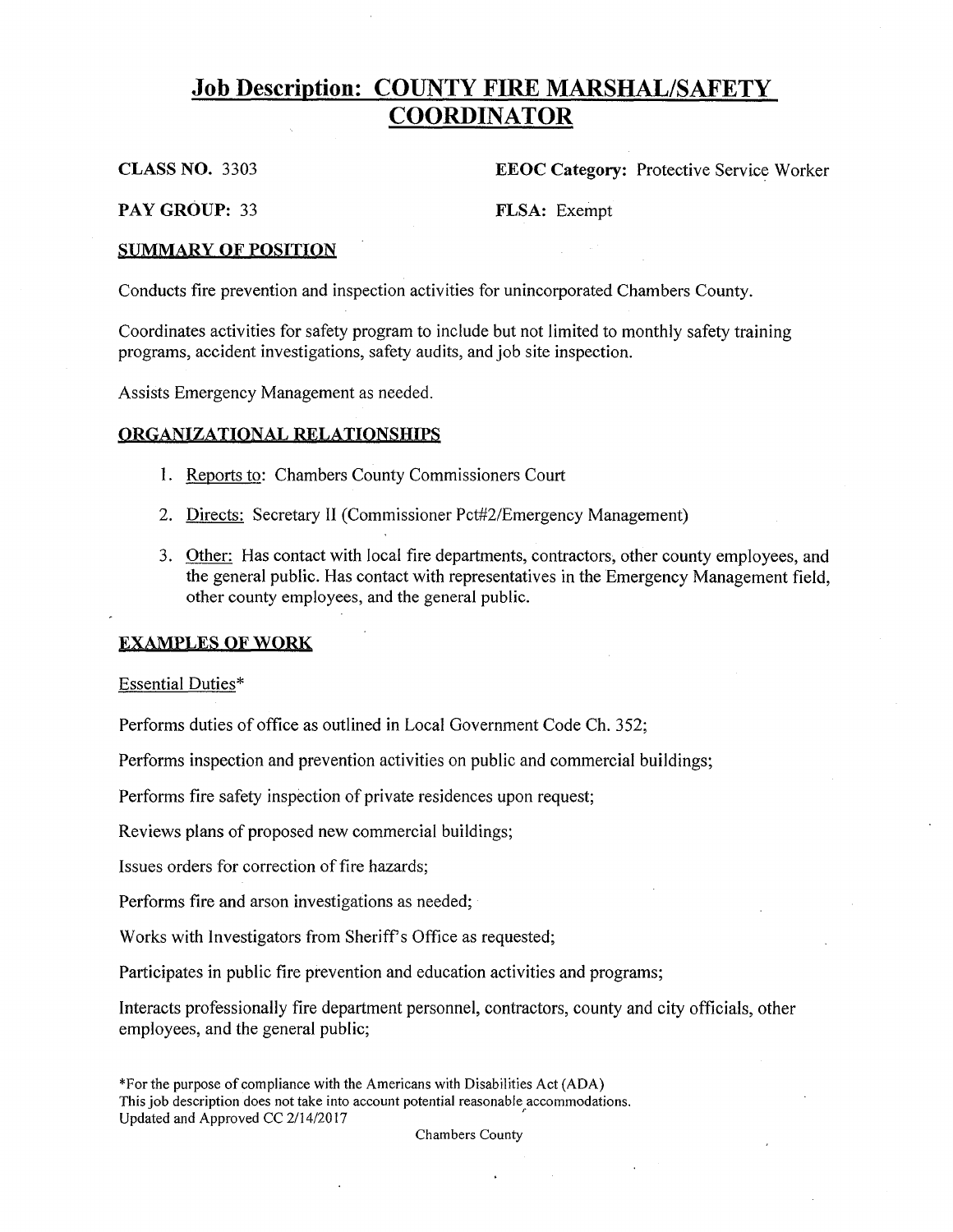# Job Description: COUNTY FIRE MARSHAL/SAFETY COORDINATOR

**CLASS NO.** 3303

**EEOC Category:** Protective Service Worker

**PAY GROUP:** 33

**FLSA:** Exempt

## SUMMARY OF POSITION

Conducts fire prevention and inspection activities for unincorporated Chambers County.

Coordinates activities for safety program to include but not limited to monthly safety training programs, accident investigations, safety audits, and job site inspection.

Assists Emergency Management as needed.

## ORGANIZATIONAL RELATIONSHIPS

1. Reports to: Chambers County Commissioners Court
2. Directs: Secretary II (Commissioner Pct#2/Emergency Management)
3. Other: Has contact with local fire departments, contractors, other county employees, and the general public. Has contact with representatives in the Emergency Management field, other county employees, and the general public.

## EXAMPLES OF WORK

Essential Duties*

Performs duties of office as outlined in Local Government Code Ch. 352;

Performs inspection and prevention activities on public and commercial buildings;

Performs fire safety inspection of private residences upon request;

Reviews plans of proposed new commercial buildings;

Issues orders for correction of fire hazards;

Performs fire and arson investigations as needed;

Works with Investigators from Sheriff's Office as requested;

Participates in public fire prevention and education activities and programs;

Interacts professionally fire department personnel, contractors, county and city officials, other employees, and the general public;

*For the purpose of compliance with the Americans with Disabilities Act (ADA)
This job description does not take into account potential reasonable accommodations.
Updated and Approved CC 2/14/2017

Chambers County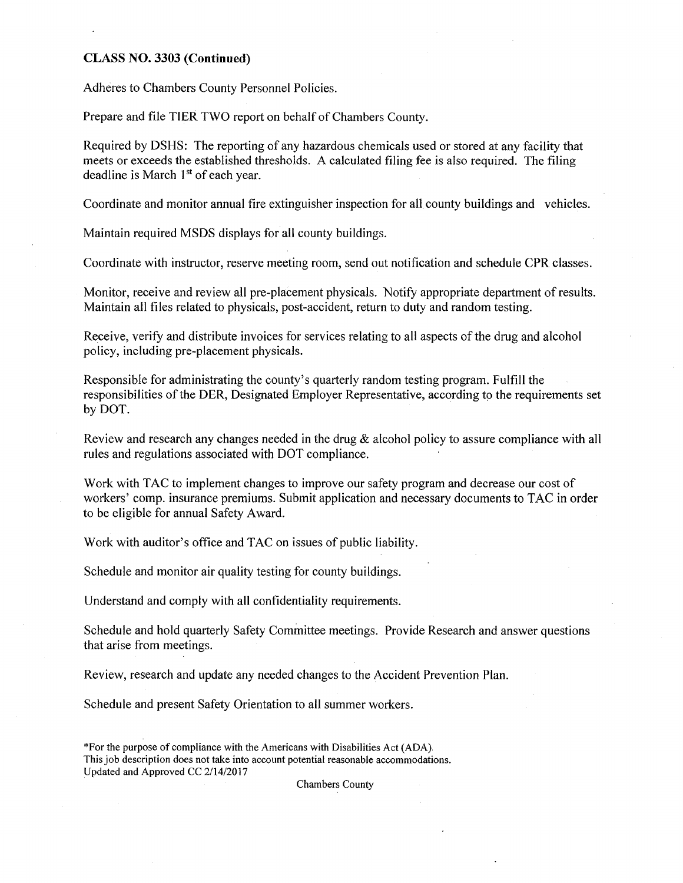**CLASS NO. 3303 (Continued)**

Adheres to Chambers County Personnel Policies.

Prepare and file TIER TWO report on behalf of Chambers County.

Required by DSHS: The reporting of any hazardous chemicals used or stored at any facility that meets or exceeds the established thresholds. A calculated filing fee is also required. The filing deadline is March 1st of each year.

Coordinate and monitor annual fire extinguisher inspection for all county buildings and vehicles.

Maintain required MSDS displays for all county buildings.

Coordinate with instructor, reserve meeting room, send out notification and schedule CPR classes.

Monitor, receive and review all pre-placement physicals. Notify appropriate department of results. Maintain all files related to physicals, post-accident, return to duty and random testing.

Receive, verify and distribute invoices for services relating to all aspects of the drug and alcohol policy, including pre-placement physicals.

Responsible for administrating the county's quarterly random testing program. Fulfill the responsibilities of the DER, Designated Employer Representative, according to the requirements set by DOT.

Review and research any changes needed in the drug & alcohol policy to assure compliance with all rules and regulations associated with DOT compliance.

Work with TAC to implement changes to improve our safety program and decrease our cost of workers' comp. insurance premiums. Submit application and necessary documents to TAC in order to be eligible for annual Safety Award.

Work with auditor's office and TAC on issues of public liability.

Schedule and monitor air quality testing for county buildings.

Understand and comply with all confidentiality requirements.

Schedule and hold quarterly Safety Committee meetings. Provide Research and answer questions that arise from meetings.

Review, research and update any needed changes to the Accident Prevention Plan.

Schedule and present Safety Orientation to all summer workers.

*For the purpose of compliance with the Americans with Disabilities Act (ADA).
This job description does not take into account potential reasonable accommodations.
Updated and Approved CC 2/14/2017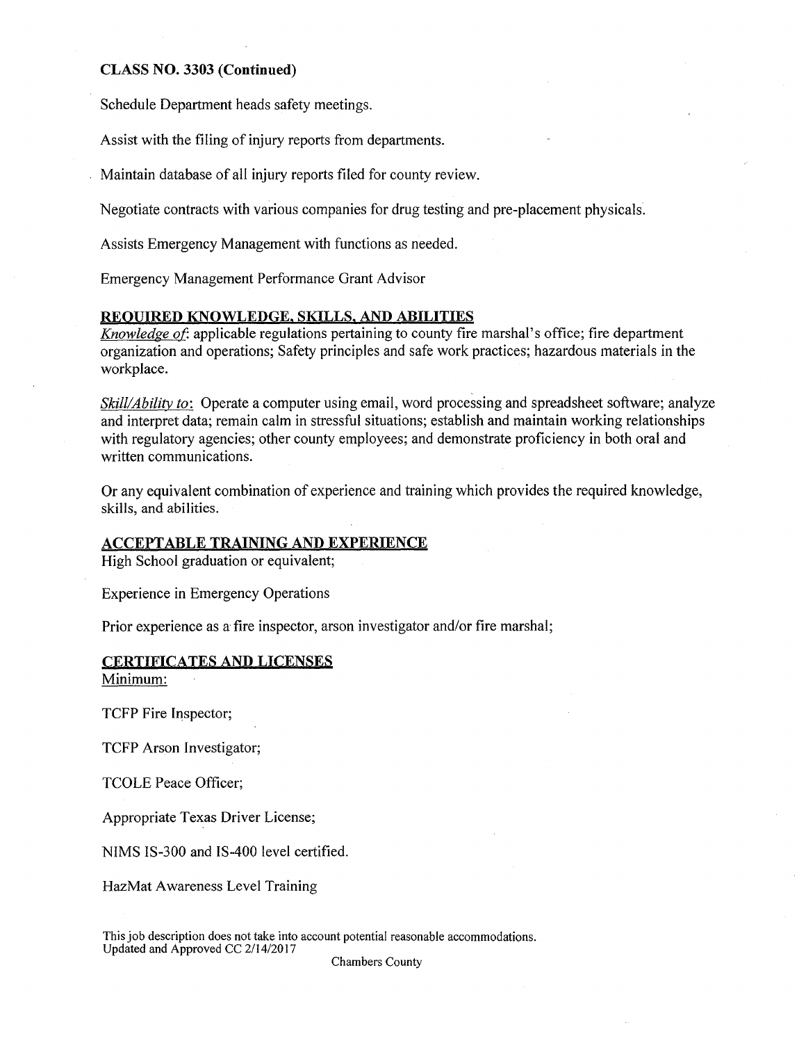**CLASS NO. 3303 (Continued)**

Schedule Department heads safety meetings.

Assist with the filing of injury reports from departments.

Maintain database of all injury reports filed for county review.

Negotiate contracts with various companies for drug testing and pre-placement physicals.

Assists Emergency Management with functions as needed.

Emergency Management Performance Grant Advisor

## REQUIRED KNOWLEDGE, SKILLS, AND ABILITIES

*Knowledge of*: applicable regulations pertaining to county fire marshal's office; fire department organization and operations; Safety principles and safe work practices; hazardous materials in the workplace.

*Skill/Ability to*: Operate a computer using email, word processing and spreadsheet software; analyze and interpret data; remain calm in stressful situations; establish and maintain working relationships with regulatory agencies; other county employees; and demonstrate proficiency in both oral and written communications.

Or any equivalent combination of experience and training which provides the required knowledge, skills, and abilities.

## ACCEPTABLE TRAINING AND EXPERIENCE

High School graduation or equivalent;

Experience in Emergency Operations

Prior experience as a fire inspector, arson investigator and/or fire marshal;

## CERTIFICATES AND LICENSES

Minimum:

TCFP Fire Inspector;

TCFP Arson Investigator;

TCOLE Peace Officer;

Appropriate Texas Driver License;

NIMS IS-300 and IS-400 level certified.

HazMat Awareness Level Training

This job description does not take into account potential reasonable accommodations.
Updated and Approved CC 2/14/2017

Chambers County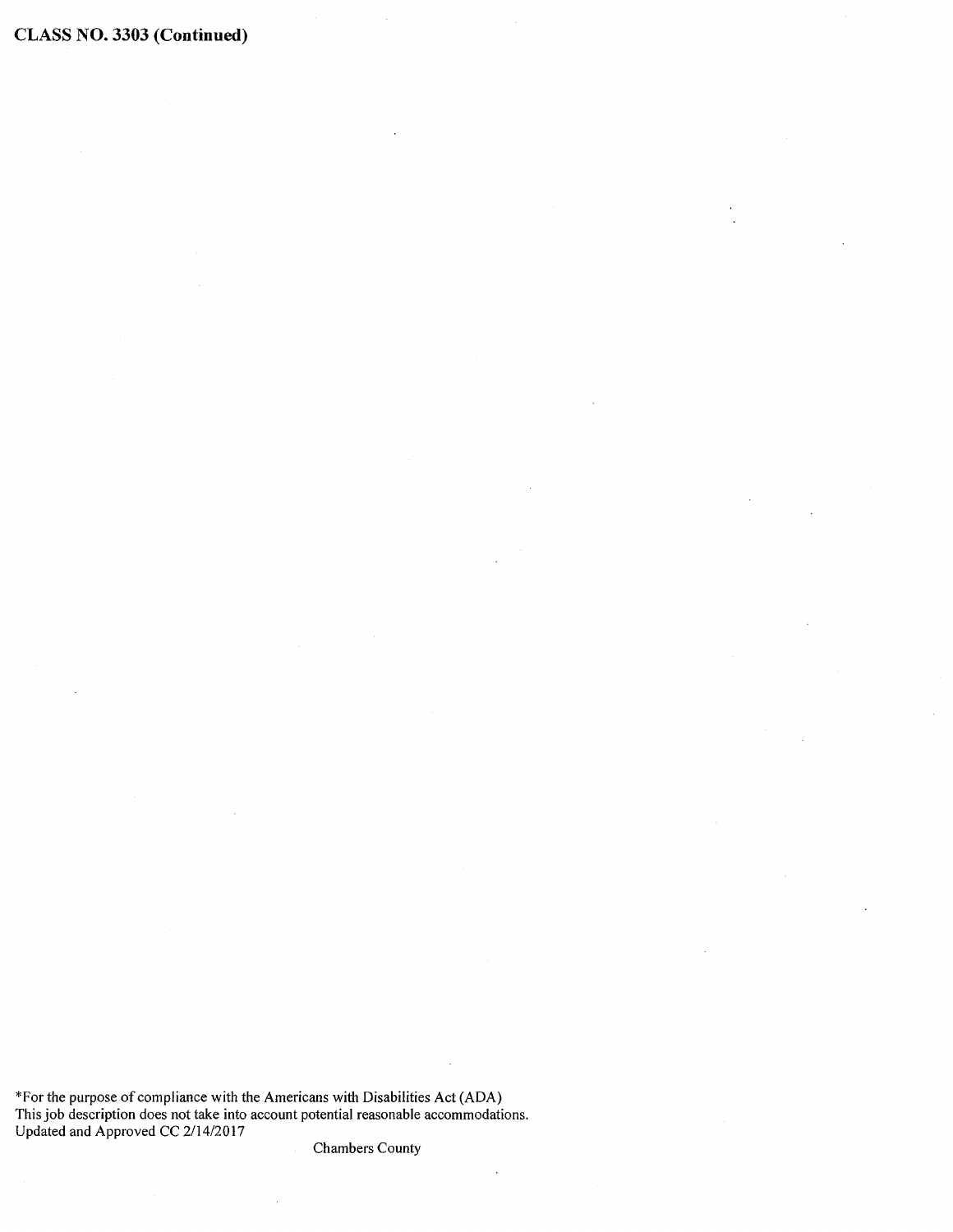*For the purpose of compliance with the Americans with Disabilities Act (ADA)
This job description does not take into account potential reasonable accommodations.
Updated and Approved CC 2/14/2017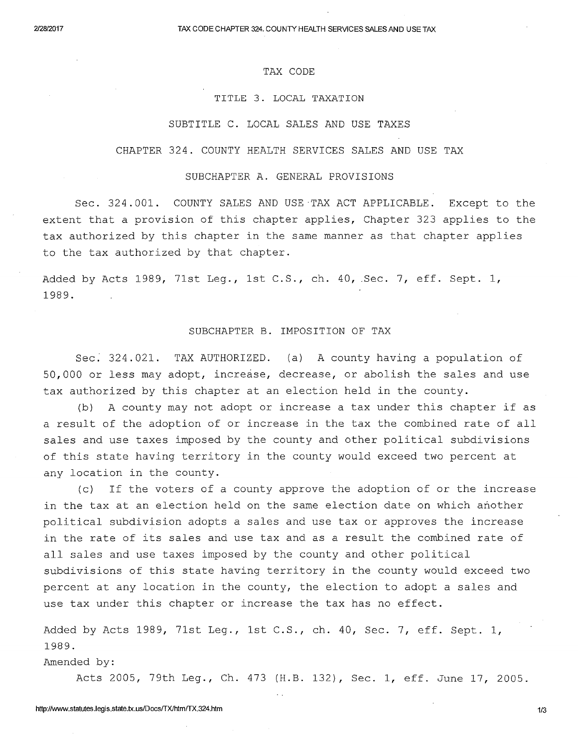# TAX CODE

## TITLE 3. LOCAL TAXATION

## SUBTITLE C. LOCAL SALES AND USE TAXES

## CHAPTER 324. COUNTY HEALTH SERVICES SALES AND USE TAX

### SUBCHAPTER A. GENERAL PROVISIONS

Sec. 324.001. COUNTY SALES AND USE TAX ACT APPLICABLE. Except to the extent that a provision of this chapter applies, Chapter 323 applies to the tax authorized by this chapter in the same manner as that chapter applies to the tax authorized by that chapter.

Added by Acts 1989, 71st Leg., 1st C.S., ch. 40, Sec. 7, eff. Sept. 1, 1989.

### SUBCHAPTER B. IMPOSITION OF TAX

Sec. 324.021. TAX AUTHORIZED. (a) A county having a population of 50,000 or less may adopt, increase, decrease, or abolish the sales and use tax authorized by this chapter at an election held in the county.

(b) A county may not adopt or increase a tax under this chapter if as a result of the adoption of or increase in the tax the combined rate of all sales and use taxes imposed by the county and other political subdivisions of this state having territory in the county would exceed two percent at any location in the county.

(c) If the voters of a county approve the adoption of or the increase in the tax at an election held on the same election date on which another political subdivision adopts a sales and use tax or approves the increase in the rate of its sales and use tax and as a result the combined rate of all sales and use taxes imposed by the county and other political subdivisions of this state having territory in the county would exceed two percent at any location in the county, the election to adopt a sales and use tax under this chapter or increase the tax has no effect.

Added by Acts 1989, 71st Leg., 1st C.S., ch. 40, Sec. 7, eff. Sept. 1, 1989.

Amended by:

Acts 2005, 79th Leg., Ch. 473 (H.B. 132), Sec. 1, eff. June 17, 2005.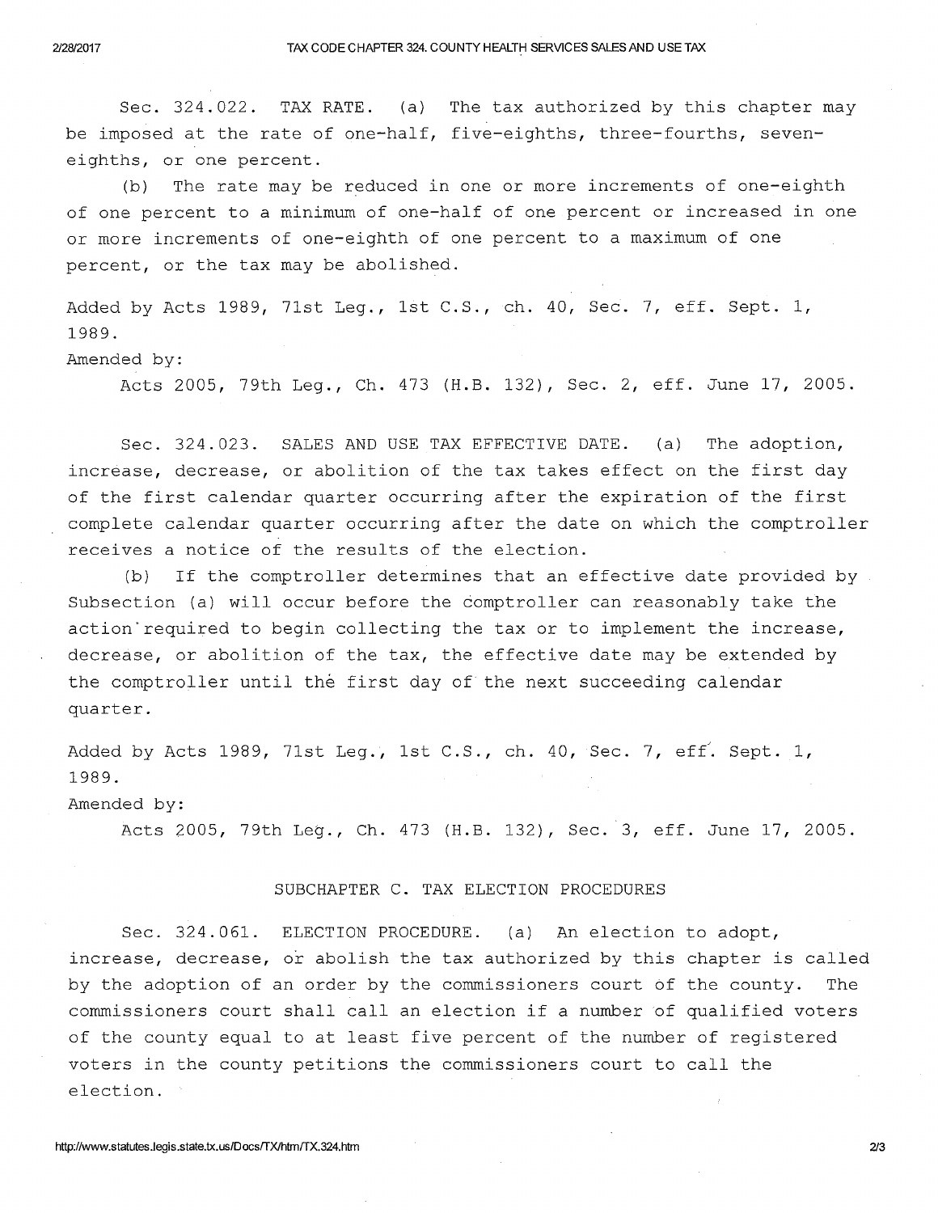Sec. 324.022. TAX RATE. (a) The tax authorized by this chapter may be imposed at the rate of one-half, five-eighths, three-fourths, seven-eighths, or one percent.

(b) The rate may be reduced in one or more increments of one-eighth of one percent to a minimum of one-half of one percent or increased in one or more increments of one-eighth of one percent to a maximum of one percent, or the tax may be abolished.

Added by Acts 1989, 71st Leg., 1st C.S., ch. 40, Sec. 7, eff. Sept. 1, 1989.

Amended by:

Acts 2005, 79th Leg., Ch. 473 (H.B. 132), Sec. 2, eff. June 17, 2005.

Sec. 324.023. SALES AND USE TAX EFFECTIVE DATE. (a) The adoption, increase, decrease, or abolition of the tax takes effect on the first day of the first calendar quarter occurring after the expiration of the first complete calendar quarter occurring after the date on which the comptroller receives a notice of the results of the election.

(b) If the comptroller determines that an effective date provided by Subsection (a) will occur before the comptroller can reasonably take the action required to begin collecting the tax or to implement the increase, decrease, or abolition of the tax, the effective date may be extended by the comptroller until the first day of the next succeeding calendar quarter.

Added by Acts 1989, 71st Leg., 1st C.S., ch. 40, Sec. 7, eff. Sept. 1, 1989.

Amended by:

Acts 2005, 79th Leg., Ch. 473 (H.B. 132), Sec. 3, eff. June 17, 2005.

## SUBCHAPTER C. TAX ELECTION PROCEDURES

Sec. 324.061. ELECTION PROCEDURE. (a) An election to adopt, increase, decrease, or abolish the tax authorized by this chapter is called by the adoption of an order by the commissioners court of the county. The commissioners court shall call an election if a number of qualified voters of the county equal to at least five percent of the number of registered voters in the county petitions the commissioners court to call the election.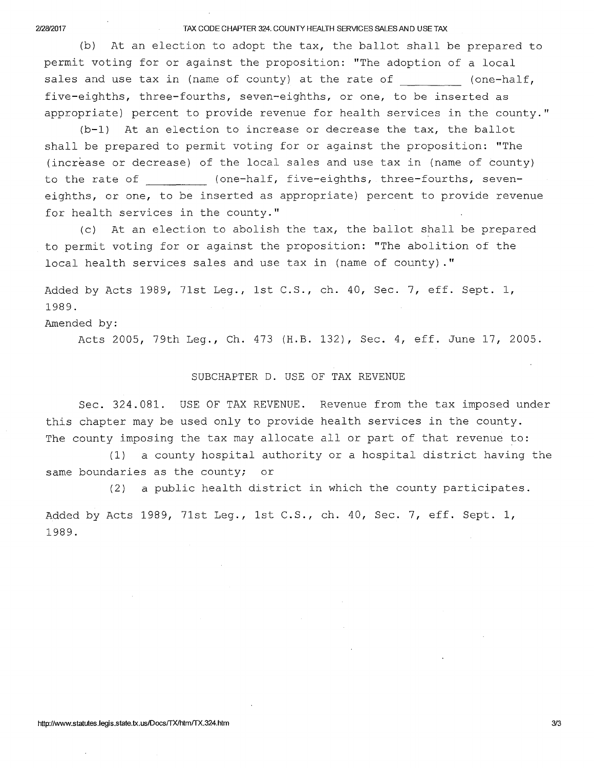(b) At an election to adopt the tax, the ballot shall be prepared to permit voting for or against the proposition: "The adoption of a local sales and use tax in (name of county) at the rate of _________ (one-half, five-eighths, three-fourths, seven-eighths, or one, to be inserted as appropriate) percent to provide revenue for health services in the county."

(b-1) At an election to increase or decrease the tax, the ballot shall be prepared to permit voting for or against the proposition: "The (increase or decrease) of the local sales and use tax in (name of county) to the rate of _________ (one-half, five-eighths, three-fourths, seven-eighths, or one, to be inserted as appropriate) percent to provide revenue for health services in the county."

(c) At an election to abolish the tax, the ballot shall be prepared to permit voting for or against the proposition: "The abolition of the local health services sales and use tax in (name of county)."

Added by Acts 1989, 71st Leg., 1st C.S., ch. 40, Sec. 7, eff. Sept. 1, 1989.

Amended by:

Acts 2005, 79th Leg., Ch. 473 (H.B. 132), Sec. 4, eff. June 17, 2005.

## SUBCHAPTER D. USE OF TAX REVENUE

Sec. 324.081. USE OF TAX REVENUE. Revenue from the tax imposed under this chapter may be used only to provide health services in the county. The county imposing the tax may allocate all or part of that revenue to:

(1) a county hospital authority or a hospital district having the same boundaries as the county; or

(2) a public health district in which the county participates.

Added by Acts 1989, 71st Leg., 1st C.S., ch. 40, Sec. 7, eff. Sept. 1, 1989.